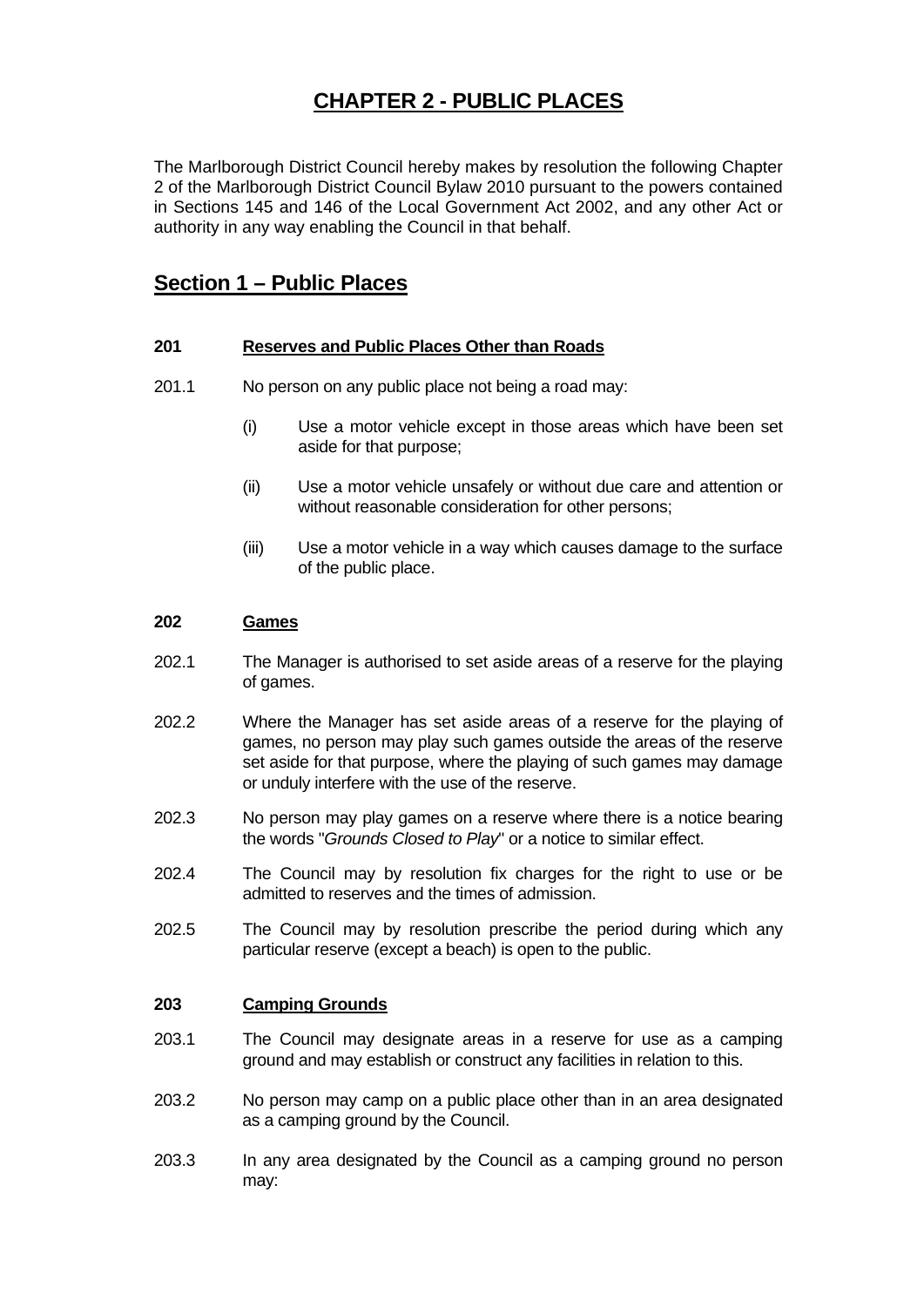# CHAPTER 2 - PUBLIC PLACES

The Marlborough District Council hereby makes by resolution the following Chapter 2 of the Marlborough District Council Bylaw 2010 pursuant to the powers contained in Sections 145 and 146 of the Local Government Act 2002, and any other Act or authority in any way enabling the Council in that behalf.

## Section 1 – Public Places

### 201 Reserves and Public Places Other than Roads

201.1 No person on any public place not being a road may:

(i) Use a motor vehicle except in those areas which have been set aside for that purpose;

(ii) Use a motor vehicle unsafely or without due care and attention or without reasonable consideration for other persons;

(iii) Use a motor vehicle in a way which causes damage to the surface of the public place.

### 202 Games

202.1 The Manager is authorised to set aside areas of a reserve for the playing of games.

202.2 Where the Manager has set aside areas of a reserve for the playing of games, no person may play such games outside the areas of the reserve set aside for that purpose, where the playing of such games may damage or unduly interfere with the use of the reserve.

202.3 No person may play games on a reserve where there is a notice bearing the words "*Grounds Closed to Play*" or a notice to similar effect.

202.4 The Council may by resolution fix charges for the right to use or be admitted to reserves and the times of admission.

202.5 The Council may by resolution prescribe the period during which any particular reserve (except a beach) is open to the public.

### 203 Camping Grounds

203.1 The Council may designate areas in a reserve for use as a camping ground and may establish or construct any facilities in relation to this.

203.2 No person may camp on a public place other than in an area designated as a camping ground by the Council.

203.3 In any area designated by the Council as a camping ground no person may: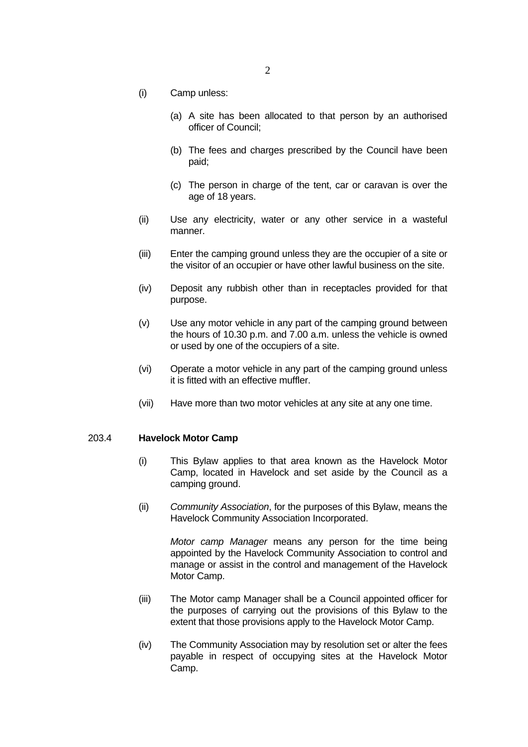(i) Camp unless:

   (a) A site has been allocated to that person by an authorised officer of Council;

   (b) The fees and charges prescribed by the Council have been paid;

   (c) The person in charge of the tent, car or caravan is over the age of 18 years.

(ii) Use any electricity, water or any other service in a wasteful manner.

(iii) Enter the camping ground unless they are the occupier of a site or the visitor of an occupier or have other lawful business on the site.

(iv) Deposit any rubbish other than in receptacles provided for that purpose.

(v) Use any motor vehicle in any part of the camping ground between the hours of 10.30 p.m. and 7.00 a.m. unless the vehicle is owned or used by one of the occupiers of a site.

(vi) Operate a motor vehicle in any part of the camping ground unless it is fitted with an effective muffler.

(vii) Have more than two motor vehicles at any site at any one time.

### 203.4 **Havelock Motor Camp**

(i) This Bylaw applies to that area known as the Havelock Motor Camp, located in Havelock and set aside by the Council as a camping ground.

(ii) *Community Association*, for the purposes of this Bylaw, means the Havelock Community Association Incorporated.

   *Motor camp Manager* means any person for the time being appointed by the Havelock Community Association to control and manage or assist in the control and management of the Havelock Motor Camp.

(iii) The Motor camp Manager shall be a Council appointed officer for the purposes of carrying out the provisions of this Bylaw to the extent that those provisions apply to the Havelock Motor Camp.

(iv) The Community Association may by resolution set or alter the fees payable in respect of occupying sites at the Havelock Motor Camp.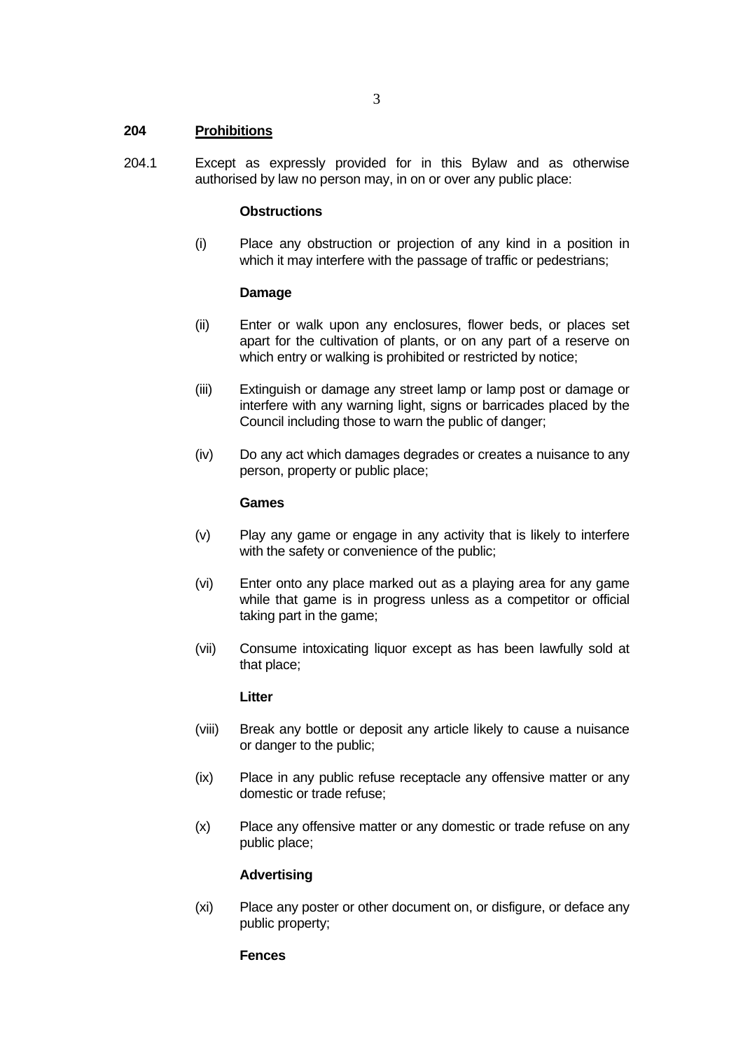## 204 **Prohibitions**

204.1 Except as expressly provided for in this Bylaw and as otherwise authorised by law no person may, in on or over any public place:

**Obstructions**

(i) Place any obstruction or projection of any kind in a position in which it may interfere with the passage of traffic or pedestrians;

**Damage**

(ii) Enter or walk upon any enclosures, flower beds, or places set apart for the cultivation of plants, or on any part of a reserve on which entry or walking is prohibited or restricted by notice;

(iii) Extinguish or damage any street lamp or lamp post or damage or interfere with any warning light, signs or barricades placed by the Council including those to warn the public of danger;

(iv) Do any act which damages degrades or creates a nuisance to any person, property or public place;

**Games**

(v) Play any game or engage in any activity that is likely to interfere with the safety or convenience of the public;

(vi) Enter onto any place marked out as a playing area for any game while that game is in progress unless as a competitor or official taking part in the game;

(vii) Consume intoxicating liquor except as has been lawfully sold at that place;

**Litter**

(viii) Break any bottle or deposit any article likely to cause a nuisance or danger to the public;

(ix) Place in any public refuse receptacle any offensive matter or any domestic or trade refuse;

(x) Place any offensive matter or any domestic or trade refuse on any public place;

**Advertising**

(xi) Place any poster or other document on, or disfigure, or deface any public property;

**Fences**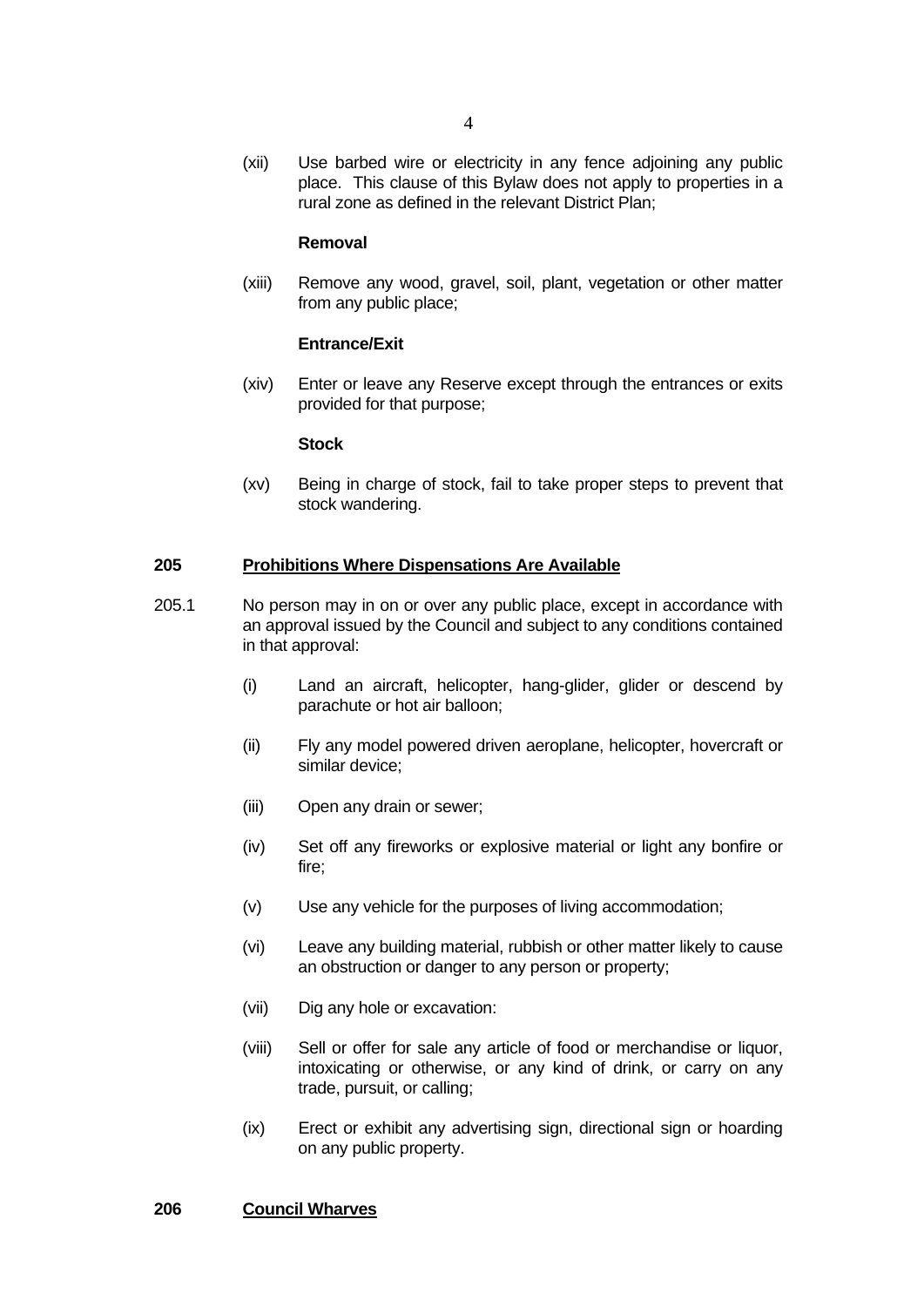(xii) Use barbed wire or electricity in any fence adjoining any public place. This clause of this Bylaw does not apply to properties in a rural zone as defined in the relevant District Plan;

**Removal**

(xiii) Remove any wood, gravel, soil, plant, vegetation or other matter from any public place;

**Entrance/Exit**

(xiv) Enter or leave any Reserve except through the entrances or exits provided for that purpose;

**Stock**

(xv) Being in charge of stock, fail to take proper steps to prevent that stock wandering.

## 205 Prohibitions Where Dispensations Are Available

205.1 No person may in on or over any public place, except in accordance with an approval issued by the Council and subject to any conditions contained in that approval:

(i) Land an aircraft, helicopter, hang-glider, glider or descend by parachute or hot air balloon;

(ii) Fly any model powered driven aeroplane, helicopter, hovercraft or similar device;

(iii) Open any drain or sewer;

(iv) Set off any fireworks or explosive material or light any bonfire or fire;

(v) Use any vehicle for the purposes of living accommodation;

(vi) Leave any building material, rubbish or other matter likely to cause an obstruction or danger to any person or property;

(vii) Dig any hole or excavation:

(viii) Sell or offer for sale any article of food or merchandise or liquor, intoxicating or otherwise, or any kind of drink, or carry on any trade, pursuit, or calling;

(ix) Erect or exhibit any advertising sign, directional sign or hoarding on any public property.

## 206 Council Wharves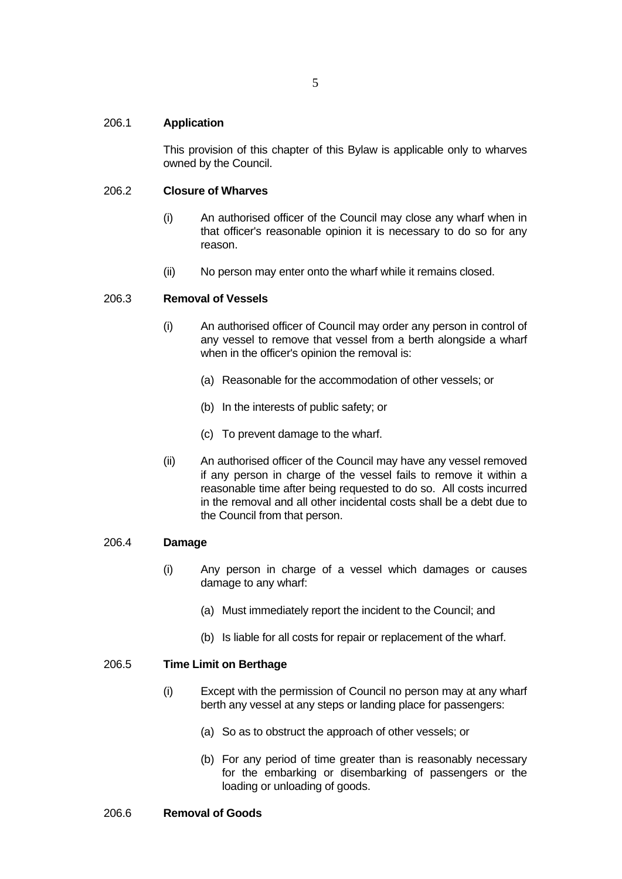## 206.1 **Application**

This provision of this chapter of this Bylaw is applicable only to wharves owned by the Council.

## 206.2 **Closure of Wharves**

(i) An authorised officer of the Council may close any wharf when in that officer's reasonable opinion it is necessary to do so for any reason.

(ii) No person may enter onto the wharf while it remains closed.

## 206.3 **Removal of Vessels**

(i) An authorised officer of Council may order any person in control of any vessel to remove that vessel from a berth alongside a wharf when in the officer's opinion the removal is:

- (a) Reasonable for the accommodation of other vessels; or
- (b) In the interests of public safety; or
- (c) To prevent damage to the wharf.

(ii) An authorised officer of the Council may have any vessel removed if any person in charge of the vessel fails to remove it within a reasonable time after being requested to do so. All costs incurred in the removal and all other incidental costs shall be a debt due to the Council from that person.

## 206.4 **Damage**

(i) Any person in charge of a vessel which damages or causes damage to any wharf:

- (a) Must immediately report the incident to the Council; and
- (b) Is liable for all costs for repair or replacement of the wharf.

## 206.5 **Time Limit on Berthage**

(i) Except with the permission of Council no person may at any wharf berth any vessel at any steps or landing place for passengers:

- (a) So as to obstruct the approach of other vessels; or
- (b) For any period of time greater than is reasonably necessary for the embarking or disembarking of passengers or the loading or unloading of goods.

## 206.6 **Removal of Goods**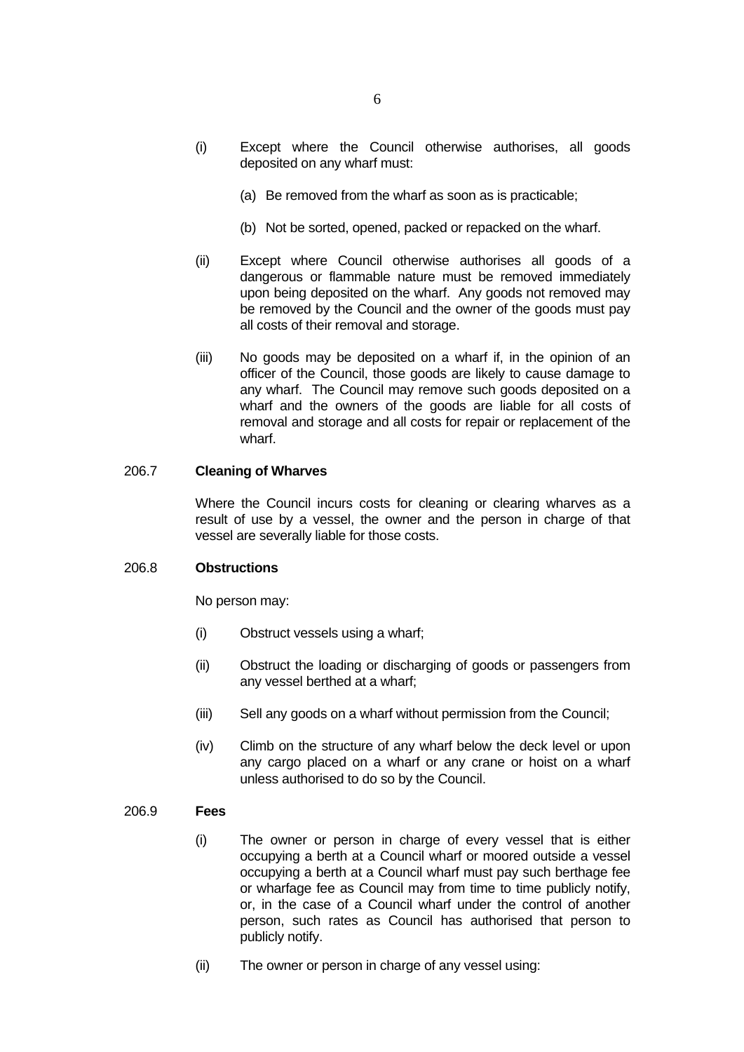(i) Except where the Council otherwise authorises, all goods deposited on any wharf must:

  (a) Be removed from the wharf as soon as is practicable;

  (b) Not be sorted, opened, packed or repacked on the wharf.

(ii) Except where Council otherwise authorises all goods of a dangerous or flammable nature must be removed immediately upon being deposited on the wharf. Any goods not removed may be removed by the Council and the owner of the goods must pay all costs of their removal and storage.

(iii) No goods may be deposited on a wharf if, in the opinion of an officer of the Council, those goods are likely to cause damage to any wharf. The Council may remove such goods deposited on a wharf and the owners of the goods are liable for all costs of removal and storage and all costs for repair or replacement of the wharf.

206.7 **Cleaning of Wharves**

Where the Council incurs costs for cleaning or clearing wharves as a result of use by a vessel, the owner and the person in charge of that vessel are severally liable for those costs.

206.8 **Obstructions**

No person may:

(i) Obstruct vessels using a wharf;

(ii) Obstruct the loading or discharging of goods or passengers from any vessel berthed at a wharf;

(iii) Sell any goods on a wharf without permission from the Council;

(iv) Climb on the structure of any wharf below the deck level or upon any cargo placed on a wharf or any crane or hoist on a wharf unless authorised to do so by the Council.

206.9 **Fees**

(i) The owner or person in charge of every vessel that is either occupying a berth at a Council wharf or moored outside a vessel occupying a berth at a Council wharf must pay such berthage fee or wharfage fee as Council may from time to time publicly notify, or, in the case of a Council wharf under the control of another person, such rates as Council has authorised that person to publicly notify.

(ii) The owner or person in charge of any vessel using: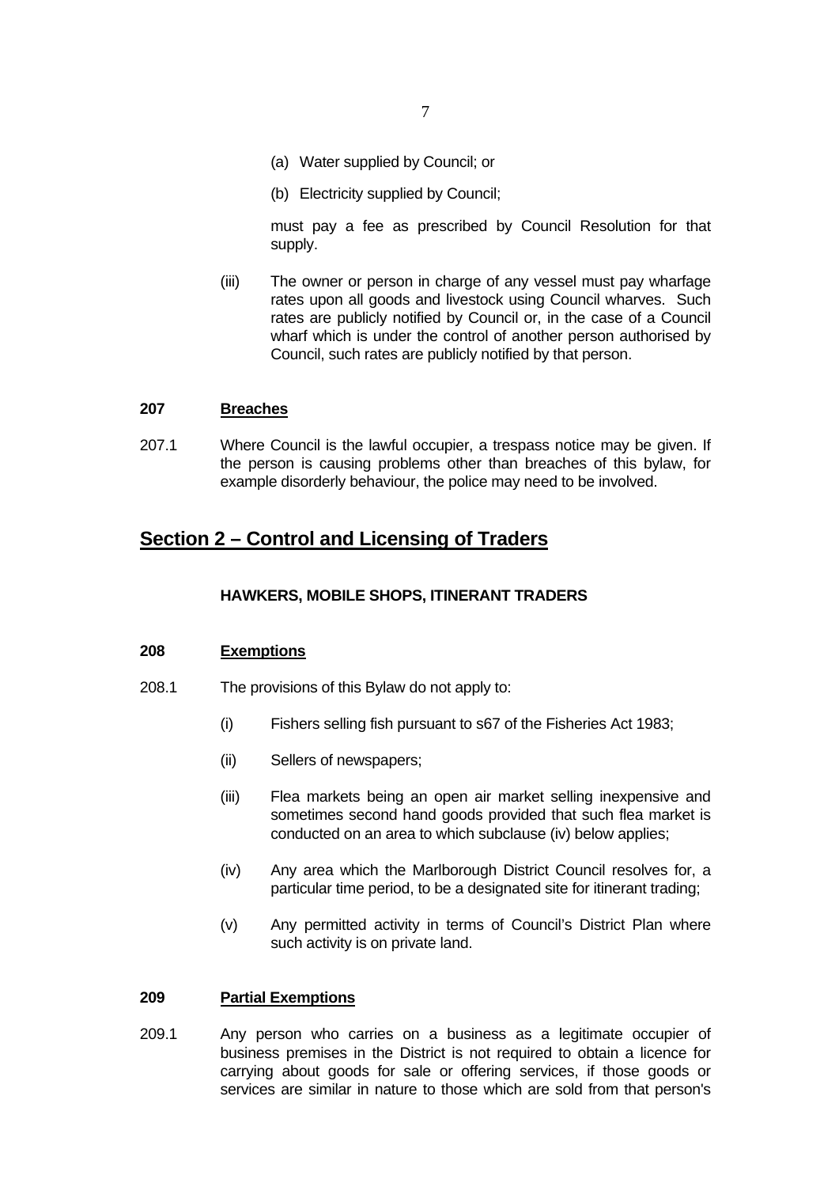(a) Water supplied by Council; or

(b) Electricity supplied by Council;

must pay a fee as prescribed by Council Resolution for that supply.

(iii) The owner or person in charge of any vessel must pay wharfage rates upon all goods and livestock using Council wharves. Such rates are publicly notified by Council or, in the case of a Council wharf which is under the control of another person authorised by Council, such rates are publicly notified by that person.

**207 Breaches**

207.1 Where Council is the lawful occupier, a trespass notice may be given. If the person is causing problems other than breaches of this bylaw, for example disorderly behaviour, the police may need to be involved.

## Section 2 – Control and Licensing of Traders

**HAWKERS, MOBILE SHOPS, ITINERANT TRADERS**

**208 Exemptions**

208.1 The provisions of this Bylaw do not apply to:

(i) Fishers selling fish pursuant to s67 of the Fisheries Act 1983;

(ii) Sellers of newspapers;

(iii) Flea markets being an open air market selling inexpensive and sometimes second hand goods provided that such flea market is conducted on an area to which subclause (iv) below applies;

(iv) Any area which the Marlborough District Council resolves for, a particular time period, to be a designated site for itinerant trading;

(v) Any permitted activity in terms of Council's District Plan where such activity is on private land.

**209 Partial Exemptions**

209.1 Any person who carries on a business as a legitimate occupier of business premises in the District is not required to obtain a licence for carrying about goods for sale or offering services, if those goods or services are similar in nature to those which are sold from that person's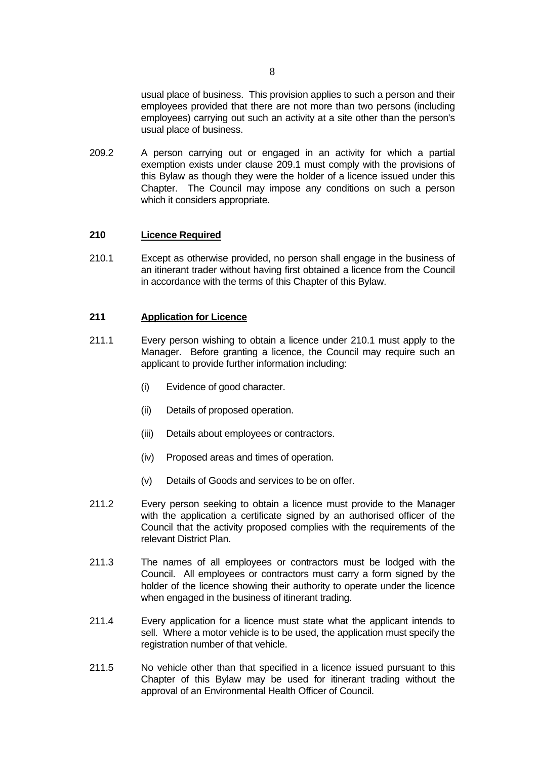usual place of business. This provision applies to such a person and their employees provided that there are not more than two persons (including employees) carrying out such an activity at a site other than the person's usual place of business.

209.2 A person carrying out or engaged in an activity for which a partial exemption exists under clause 209.1 must comply with the provisions of this Bylaw as though they were the holder of a licence issued under this Chapter. The Council may impose any conditions on such a person which it considers appropriate.

## 210 <u>Licence Required</u>

210.1 Except as otherwise provided, no person shall engage in the business of an itinerant trader without having first obtained a licence from the Council in accordance with the terms of this Chapter of this Bylaw.

## 211 <u>Application for Licence</u>

211.1 Every person wishing to obtain a licence under 210.1 must apply to the Manager. Before granting a licence, the Council may require such an applicant to provide further information including:

(i) Evidence of good character.

(ii) Details of proposed operation.

(iii) Details about employees or contractors.

(iv) Proposed areas and times of operation.

(v) Details of Goods and services to be on offer.

211.2 Every person seeking to obtain a licence must provide to the Manager with the application a certificate signed by an authorised officer of the Council that the activity proposed complies with the requirements of the relevant District Plan.

211.3 The names of all employees or contractors must be lodged with the Council. All employees or contractors must carry a form signed by the holder of the licence showing their authority to operate under the licence when engaged in the business of itinerant trading.

211.4 Every application for a licence must state what the applicant intends to sell. Where a motor vehicle is to be used, the application must specify the registration number of that vehicle.

211.5 No vehicle other than that specified in a licence issued pursuant to this Chapter of this Bylaw may be used for itinerant trading without the approval of an Environmental Health Officer of Council.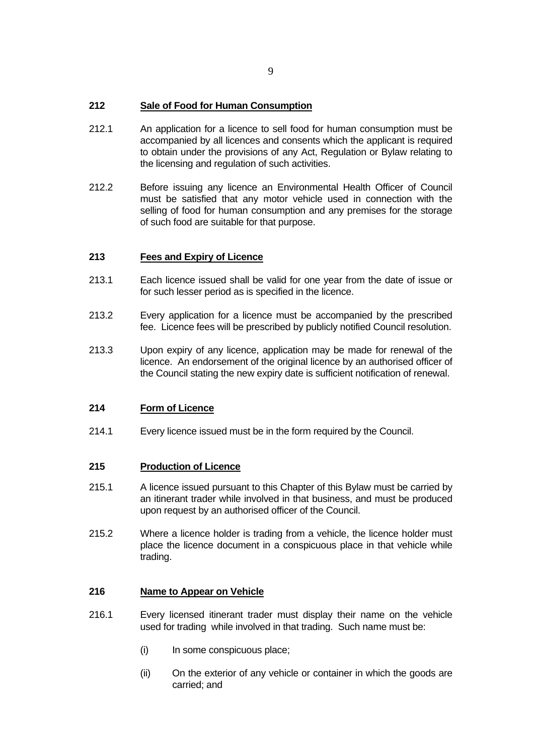### 212 Sale of Food for Human Consumption

212.1 An application for a licence to sell food for human consumption must be accompanied by all licences and consents which the applicant is required to obtain under the provisions of any Act, Regulation or Bylaw relating to the licensing and regulation of such activities.

212.2 Before issuing any licence an Environmental Health Officer of Council must be satisfied that any motor vehicle used in connection with the selling of food for human consumption and any premises for the storage of such food are suitable for that purpose.

### 213 Fees and Expiry of Licence

213.1 Each licence issued shall be valid for one year from the date of issue or for such lesser period as is specified in the licence.

213.2 Every application for a licence must be accompanied by the prescribed fee. Licence fees will be prescribed by publicly notified Council resolution.

213.3 Upon expiry of any licence, application may be made for renewal of the licence. An endorsement of the original licence by an authorised officer of the Council stating the new expiry date is sufficient notification of renewal.

### 214 Form of Licence

214.1 Every licence issued must be in the form required by the Council.

### 215 Production of Licence

215.1 A licence issued pursuant to this Chapter of this Bylaw must be carried by an itinerant trader while involved in that business, and must be produced upon request by an authorised officer of the Council.

215.2 Where a licence holder is trading from a vehicle, the licence holder must place the licence document in a conspicuous place in that vehicle while trading.

### 216 Name to Appear on Vehicle

216.1 Every licensed itinerant trader must display their name on the vehicle used for trading while involved in that trading. Such name must be:

- (i) In some conspicuous place;
- (ii) On the exterior of any vehicle or container in which the goods are carried; and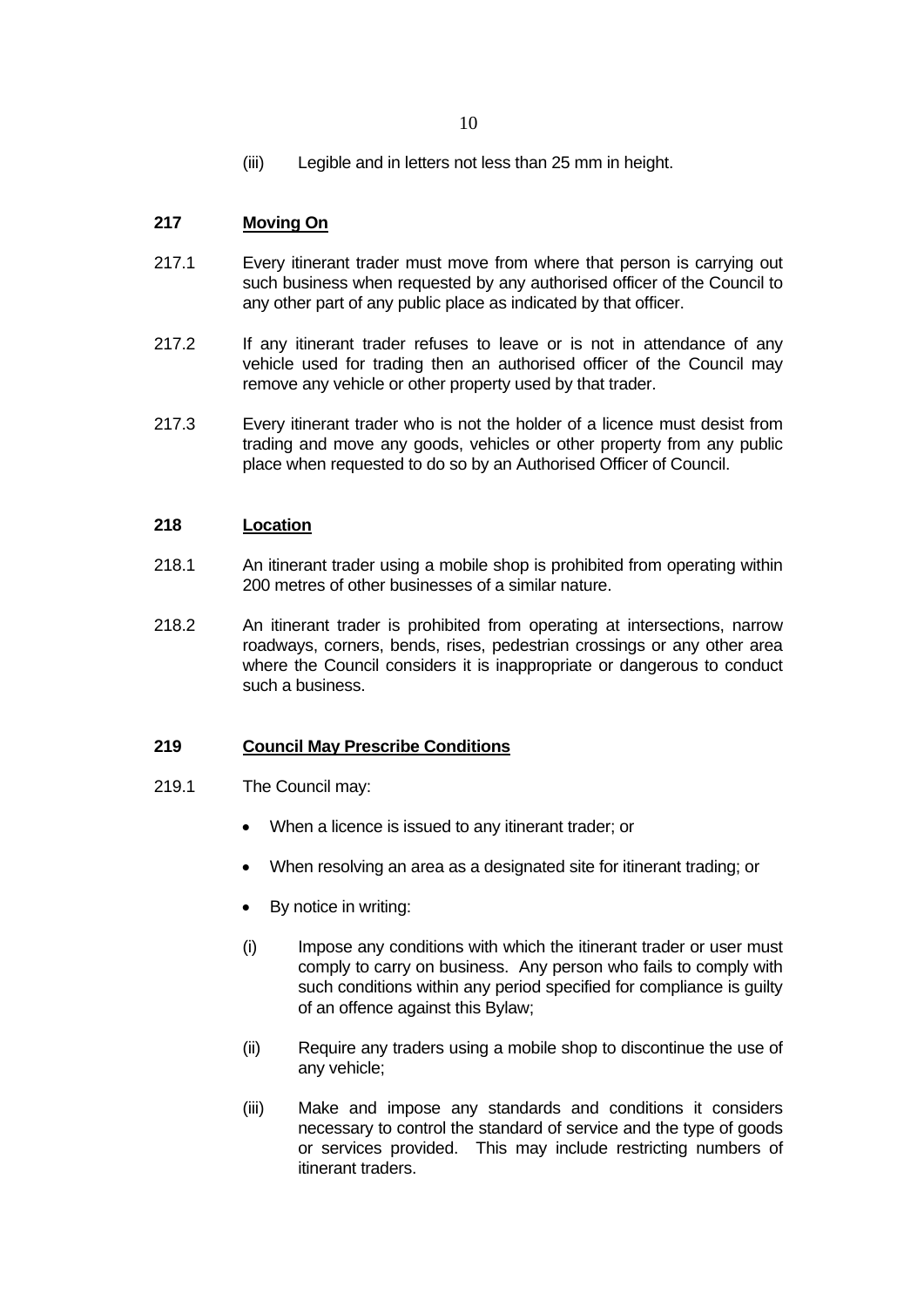(iii) Legible and in letters not less than 25 mm in height.

### 217 Moving On

217.1 Every itinerant trader must move from where that person is carrying out such business when requested by any authorised officer of the Council to any other part of any public place as indicated by that officer.

217.2 If any itinerant trader refuses to leave or is not in attendance of any vehicle used for trading then an authorised officer of the Council may remove any vehicle or other property used by that trader.

217.3 Every itinerant trader who is not the holder of a licence must desist from trading and move any goods, vehicles or other property from any public place when requested to do so by an Authorised Officer of Council.

### 218 Location

218.1 An itinerant trader using a mobile shop is prohibited from operating within 200 metres of other businesses of a similar nature.

218.2 An itinerant trader is prohibited from operating at intersections, narrow roadways, corners, bends, rises, pedestrian crossings or any other area where the Council considers it is inappropriate or dangerous to conduct such a business.

### 219 Council May Prescribe Conditions

219.1 The Council may:

- When a licence is issued to any itinerant trader; or
- When resolving an area as a designated site for itinerant trading; or
- By notice in writing:

(i) Impose any conditions with which the itinerant trader or user must comply to carry on business. Any person who fails to comply with such conditions within any period specified for compliance is guilty of an offence against this Bylaw;

(ii) Require any traders using a mobile shop to discontinue the use of any vehicle;

(iii) Make and impose any standards and conditions it considers necessary to control the standard of service and the type of goods or services provided. This may include restricting numbers of itinerant traders.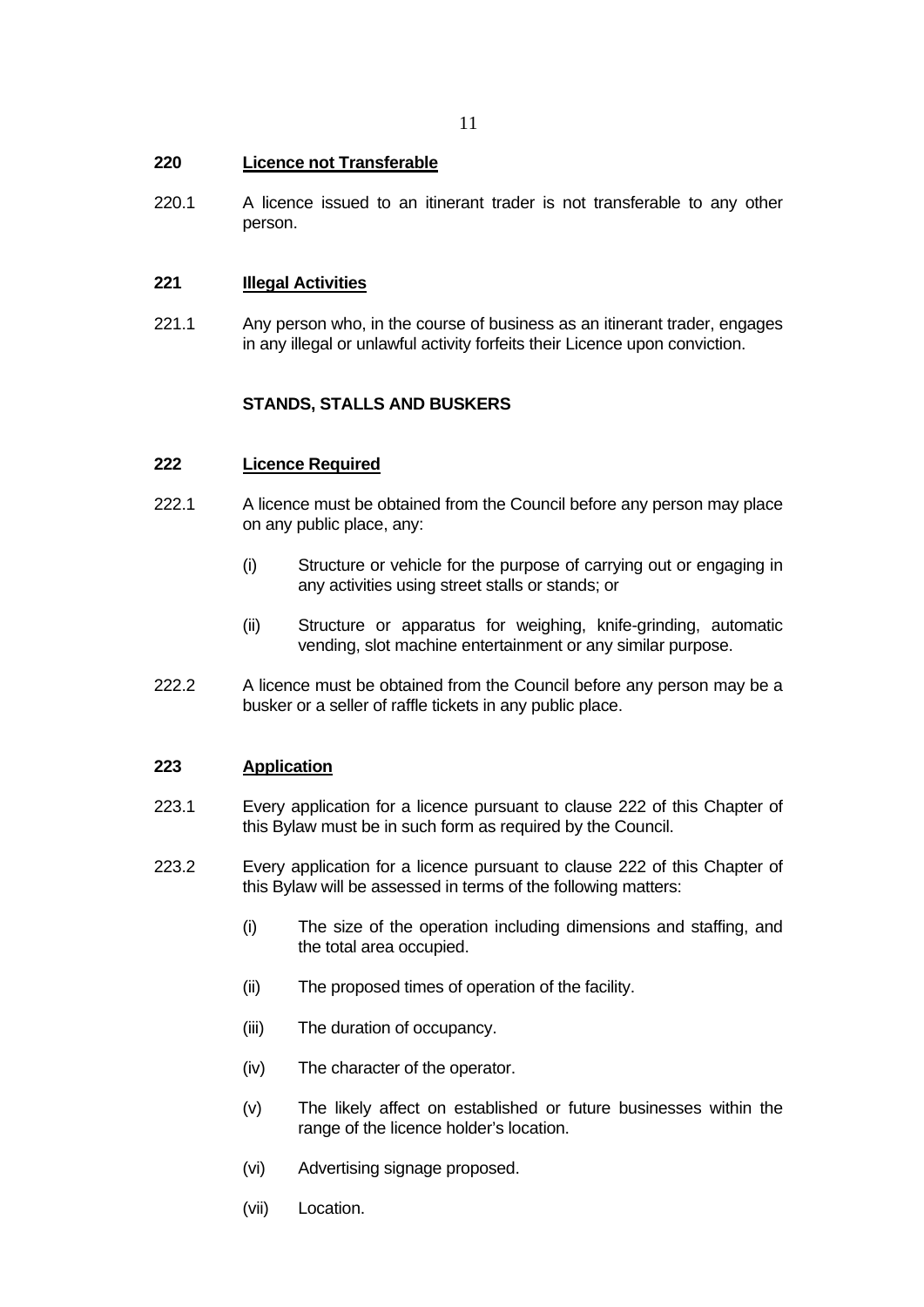**220 Licence not Transferable**

220.1 A licence issued to an itinerant trader is not transferable to any other person.

**221 Illegal Activities**

221.1 Any person who, in the course of business as an itinerant trader, engages in any illegal or unlawful activity forfeits their Licence upon conviction.

**STANDS, STALLS AND BUSKERS**

**222 Licence Required**

222.1 A licence must be obtained from the Council before any person may place on any public place, any:

(i) Structure or vehicle for the purpose of carrying out or engaging in any activities using street stalls or stands; or

(ii) Structure or apparatus for weighing, knife-grinding, automatic vending, slot machine entertainment or any similar purpose.

222.2 A licence must be obtained from the Council before any person may be a busker or a seller of raffle tickets in any public place.

**223 Application**

223.1 Every application for a licence pursuant to clause 222 of this Chapter of this Bylaw must be in such form as required by the Council.

223.2 Every application for a licence pursuant to clause 222 of this Chapter of this Bylaw will be assessed in terms of the following matters:

(i) The size of the operation including dimensions and staffing, and the total area occupied.

(ii) The proposed times of operation of the facility.

(iii) The duration of occupancy.

(iv) The character of the operator.

(v) The likely affect on established or future businesses within the range of the licence holder's location.

(vi) Advertising signage proposed.

(vii) Location.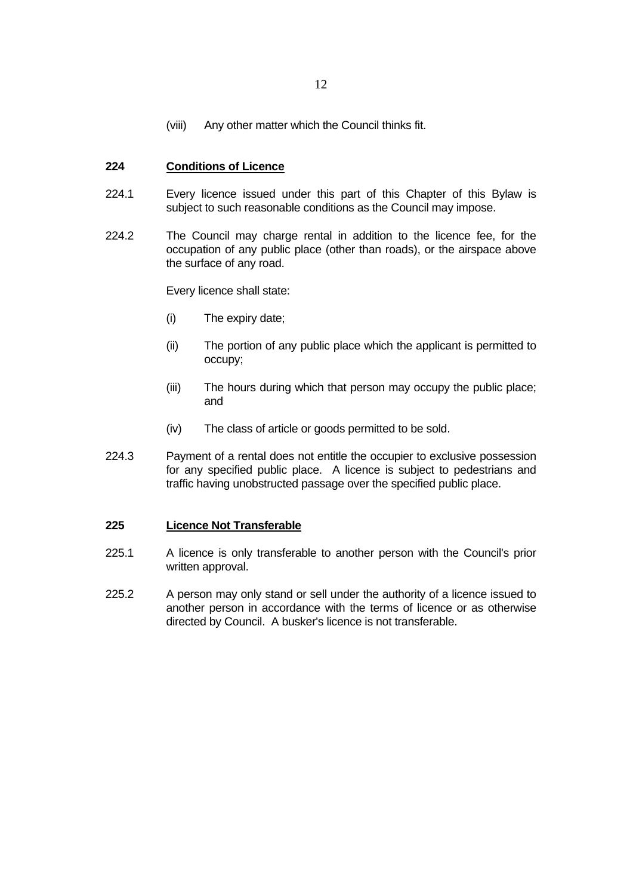(viii) Any other matter which the Council thinks fit.

## 224 Conditions of Licence

224.1 Every licence issued under this part of this Chapter of this Bylaw is subject to such reasonable conditions as the Council may impose.

224.2 The Council may charge rental in addition to the licence fee, for the occupation of any public place (other than roads), or the airspace above the surface of any road.

Every licence shall state:

(i) The expiry date;

(ii) The portion of any public place which the applicant is permitted to occupy;

(iii) The hours during which that person may occupy the public place; and

(iv) The class of article or goods permitted to be sold.

224.3 Payment of a rental does not entitle the occupier to exclusive possession for any specified public place. A licence is subject to pedestrians and traffic having unobstructed passage over the specified public place.

## 225 Licence Not Transferable

225.1 A licence is only transferable to another person with the Council's prior written approval.

225.2 A person may only stand or sell under the authority of a licence issued to another person in accordance with the terms of licence or as otherwise directed by Council. A busker's licence is not transferable.